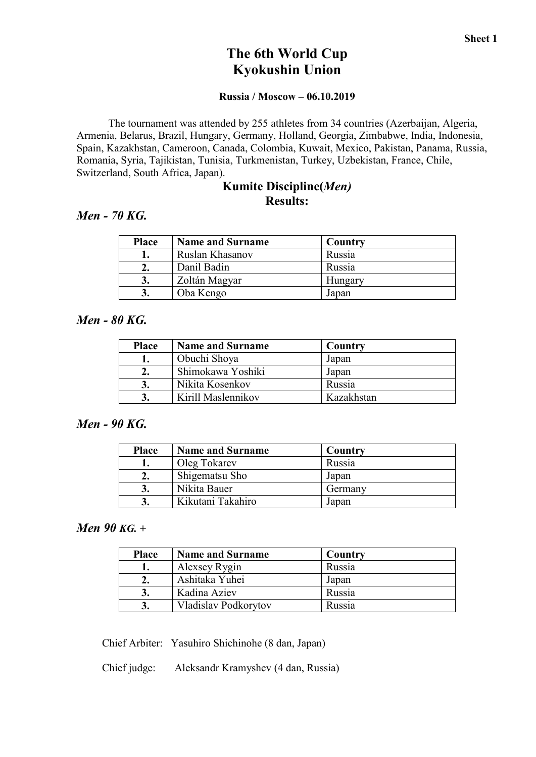# The 6th World Cup
# Kyokushin Union

**Russia / Moscow – 06.10.2019**

The tournament was attended by 255 athletes from 34 countries (Azerbaijan, Algeria, Armenia, Belarus, Brazil, Hungary, Germany, Holland, Georgia, Zimbabwe, India, Indonesia, Spain, Kazakhstan, Cameroon, Canada, Colombia, Kuwait, Mexico, Pakistan, Panama, Russia, Romania, Syria, Tajikistan, Tunisia, Turkmenistan, Turkey, Uzbekistan, France, Chile, Switzerland, South Africa, Japan).

## Kumite Discipline(*Men*)
## Results:

### *Men - 70 KG.*

| Place | Name and Surname | Country |
|---|---|---|
| 1. | Ruslan Khasanov | Russia |
| 2. | Danil Badin | Russia |
| 3. | Zoltán Magyar | Hungary |
| 3. | Oba Kengo | Japan |

### *Men - 80 KG.*

| Place | Name and Surname | Country |
|---|---|---|
| 1. | Obuchi Shoya | Japan |
| 2. | Shimokawa Yoshiki | Japan |
| 3. | Nikita Kosenkov | Russia |
| 3. | Kirill Maslennikov | Kazakhstan |

### *Men - 90 KG.*

| Place | Name and Surname | Country |
|---|---|---|
| 1. | Oleg Tokarev | Russia |
| 2. | Shigematsu Sho | Japan |
| 3. | Nikita Bauer | Germany |
| 3. | Kikutani Takahiro | Japan |

### *Men 90 KG. +*

| Place | Name and Surname | Country |
|---|---|---|
| 1. | Alexsey Rygin | Russia |
| 2. | Ashitaka Yuhei | Japan |
| 3. | Kadina Aziev | Russia |
| 3. | Vladislav Podkorytov | Russia |

Chief Arbiter: Yasuhiro Shichinohe (8 dan, Japan)

Chief judge: Aleksandr Kramyshev (4 dan, Russia)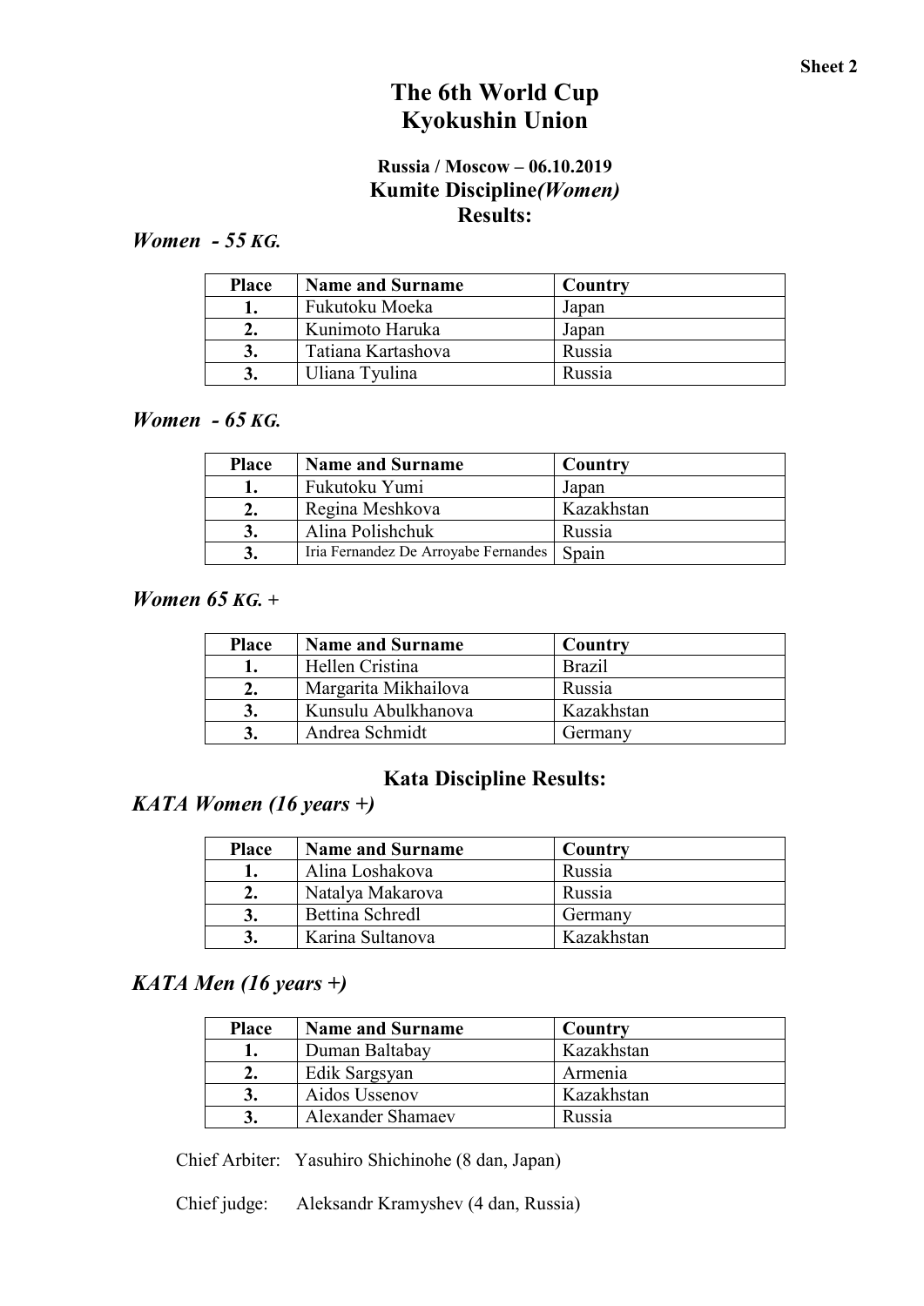# The 6th World Cup
# Kyokushin Union

### Russia / Moscow – 06.10.2019
### Kumite Discipline*(Women)*
### Results:

## *Women - 55 KG.*

| Place | Name and Surname | Country |
|---|---|---|
| 1. | Fukutoku Moeka | Japan |
| 2. | Kunimoto Haruka | Japan |
| 3. | Tatiana Kartashova | Russia |
| 3. | Uliana Tyulina | Russia |

## *Women - 65 KG.*

| Place | Name and Surname | Country |
|---|---|---|
| 1. | Fukutoku Yumi | Japan |
| 2. | Regina Meshkova | Kazakhstan |
| 3. | Alina Polishchuk | Russia |
| 3. | Iria Fernandez De Arroyabe Fernandes | Spain |

## *Women 65 KG. +*

| Place | Name and Surname | Country |
|---|---|---|
| 1. | Hellen Cristina | Brazil |
| 2. | Margarita Mikhailova | Russia |
| 3. | Kunsulu Abulkhanova | Kazakhstan |
| 3. | Andrea Schmidt | Germany |

### Kata Discipline Results:

## *KATA Women (16 years +)*

| Place | Name and Surname | Country |
|---|---|---|
| 1. | Alina Loshakova | Russia |
| 2. | Natalya Makarova | Russia |
| 3. | Bettina Schredl | Germany |
| 3. | Karina Sultanova | Kazakhstan |

## *KATA Men (16 years +)*

| Place | Name and Surname | Country |
|---|---|---|
| 1. | Duman Baltabay | Kazakhstan |
| 2. | Edik Sargsyan | Armenia |
| 3. | Aidos Ussenov | Kazakhstan |
| 3. | Alexander Shamaev | Russia |

Chief Arbiter: Yasuhiro Shichinohe (8 dan, Japan)

Chief judge: Aleksandr Kramyshev (4 dan, Russia)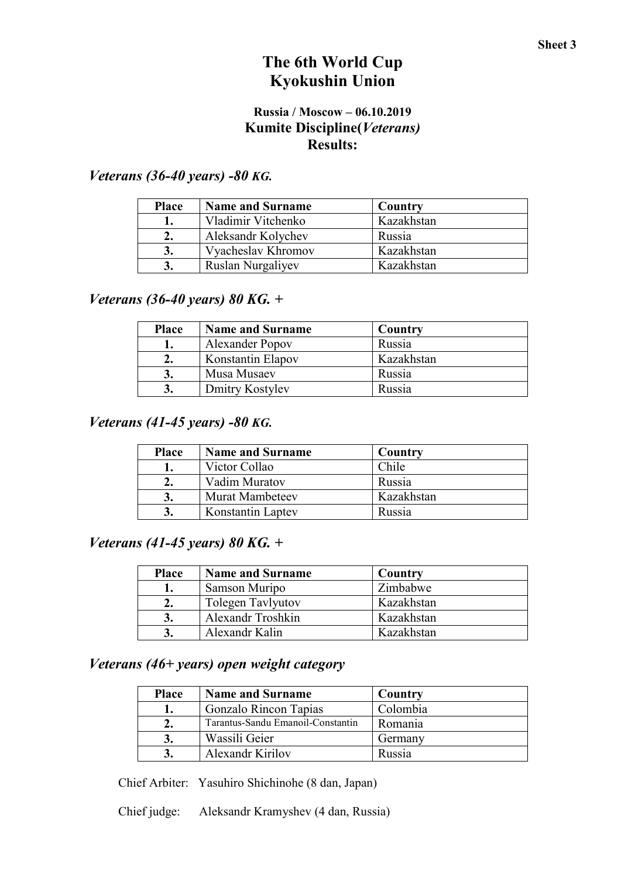# The 6th World Cup
# Kyokushin Union

### Russia / Moscow – 06.10.2019
### Kumite Discipline(*Veterans)*
### Results:

## *Veterans (36-40 years) -80 KG.*

| Place | Name and Surname | Country |
|---|---|---|
| 1. | Vladimir Vitchenko | Kazakhstan |
| 2. | Aleksandr Kolychev | Russia |
| 3. | Vyacheslav Khromov | Kazakhstan |
| 3. | Ruslan Nurgaliyev | Kazakhstan |

## *Veterans (36-40 years) 80 KG. +*

| Place | Name and Surname | Country |
|---|---|---|
| 1. | Alexander Popov | Russia |
| 2. | Konstantin Elapov | Kazakhstan |
| 3. | Musa Musaev | Russia |
| 3. | Dmitry Kostylev | Russia |

## *Veterans (41-45 years) -80 KG.*

| Place | Name and Surname | Country |
|---|---|---|
| 1. | Victor Collao | Chile |
| 2. | Vadim Muratov | Russia |
| 3. | Murat Mambeteev | Kazakhstan |
| 3. | Konstantin Laptev | Russia |

## *Veterans (41-45 years) 80 KG. +*

| Place | Name and Surname | Country |
|---|---|---|
| 1. | Samson Muripo | Zimbabwe |
| 2. | Tolegen Tavlyutov | Kazakhstan |
| 3. | Alexandr Troshkin | Kazakhstan |
| 3. | Alexandr Kalin | Kazakhstan |

## *Veterans (46+ years) open weight category*

| Place | Name and Surname | Country |
|---|---|---|
| 1. | Gonzalo Rincon Tapias | Colombia |
| 2. | Tarantus-Sandu Emanoil-Constantin | Romania |
| 3. | Wassili Geier | Germany |
| 3. | Alexandr Kirilov | Russia |

Chief Arbiter: Yasuhiro Shichinohe (8 dan, Japan)

Chief judge: Aleksandr Kramyshev (4 dan, Russia)